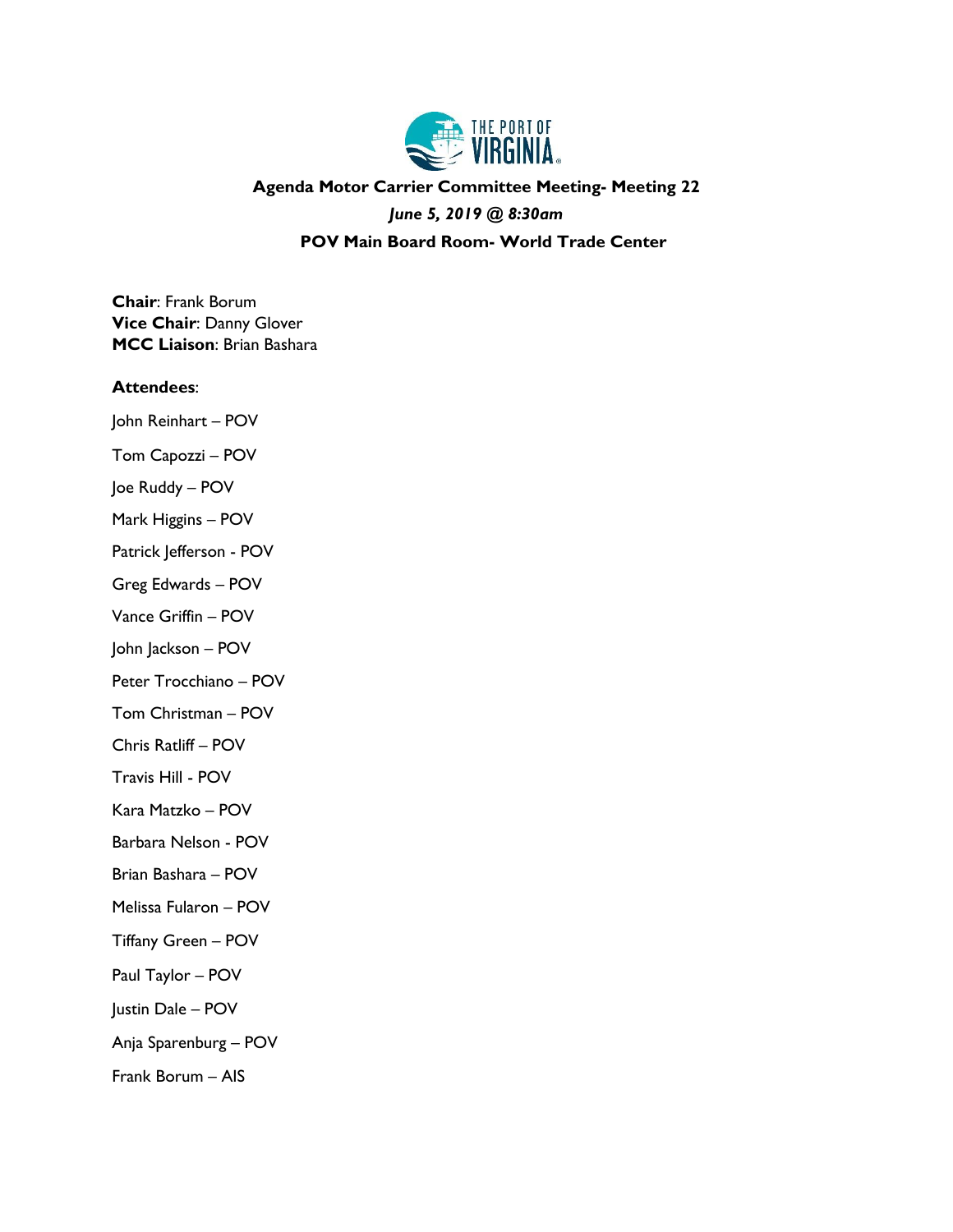**Agenda Motor Carrier Committee Meeting- Meeting 22**

***June 5, 2019 @ 8:30am***

**POV Main Board Room- World Trade Center**

**Chair**: Frank Borum
**Vice Chair**: Danny Glover
**MCC Liaison**: Brian Bashara

**Attendees**:

John Reinhart – POV

Tom Capozzi – POV

Joe Ruddy – POV

Mark Higgins – POV

Patrick Jefferson - POV

Greg Edwards – POV

Vance Griffin – POV

John Jackson – POV

Peter Trocchiano – POV

Tom Christman – POV

Chris Ratliff – POV

Travis Hill - POV

Kara Matzko – POV

Barbara Nelson - POV

Brian Bashara – POV

Melissa Fularon – POV

Tiffany Green – POV

Paul Taylor – POV

Justin Dale – POV

Anja Sparenburg – POV

Frank Borum – AIS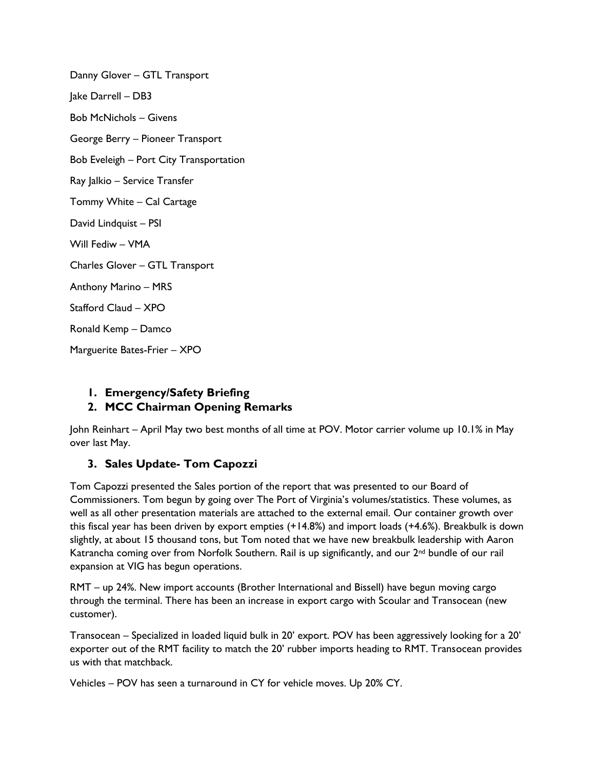Danny Glover – GTL Transport

Jake Darrell – DB3

Bob McNichols – Givens

George Berry – Pioneer Transport

Bob Eveleigh – Port City Transportation

Ray Jalkio – Service Transfer

Tommy White – Cal Cartage

David Lindquist – PSI

Will Fediw – VMA

Charles Glover – GTL Transport

Anthony Marino – MRS

Stafford Claud – XPO

Ronald Kemp – Damco

Marguerite Bates-Frier – XPO

1. **Emergency/Safety Briefing**
2. **MCC Chairman Opening Remarks**

John Reinhart – April May two best months of all time at POV. Motor carrier volume up 10.1% in May over last May.

3. **Sales Update- Tom Capozzi**

Tom Capozzi presented the Sales portion of the report that was presented to our Board of Commissioners. Tom begun by going over The Port of Virginia's volumes/statistics. These volumes, as well as all other presentation materials are attached to the external email. Our container growth over this fiscal year has been driven by export empties (+14.8%) and import loads (+4.6%). Breakbulk is down slightly, at about 15 thousand tons, but Tom noted that we have new breakbulk leadership with Aaron Katrancha coming over from Norfolk Southern. Rail is up significantly, and our 2nd bundle of our rail expansion at VIG has begun operations.

RMT – up 24%. New import accounts (Brother International and Bissell) have begun moving cargo through the terminal. There has been an increase in export cargo with Scoular and Transocean (new customer).

Transocean – Specialized in loaded liquid bulk in 20' export. POV has been aggressively looking for a 20' exporter out of the RMT facility to match the 20' rubber imports heading to RMT. Transocean provides us with that matchback.

Vehicles – POV has seen a turnaround in CY for vehicle moves. Up 20% CY.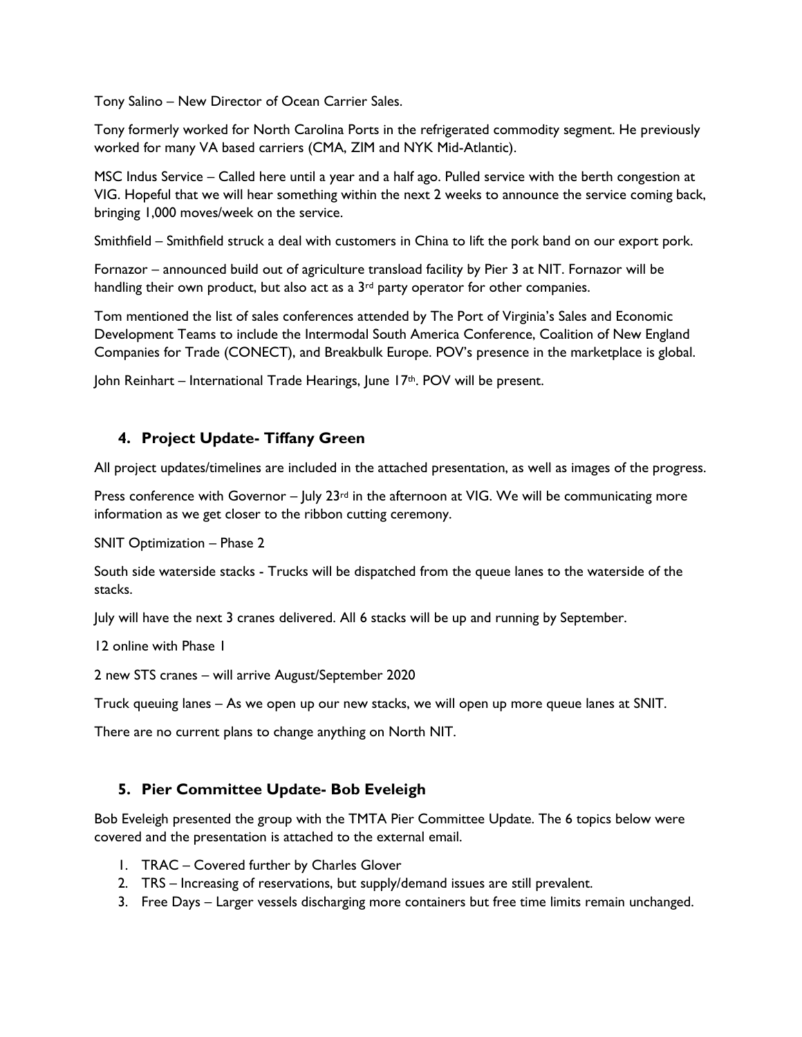Tony Salino – New Director of Ocean Carrier Sales.

Tony formerly worked for North Carolina Ports in the refrigerated commodity segment. He previously worked for many VA based carriers (CMA, ZIM and NYK Mid-Atlantic).

MSC Indus Service – Called here until a year and a half ago. Pulled service with the berth congestion at VIG. Hopeful that we will hear something within the next 2 weeks to announce the service coming back, bringing 1,000 moves/week on the service.

Smithfield – Smithfield struck a deal with customers in China to lift the pork band on our export pork.

Fornazor – announced build out of agriculture transload facility by Pier 3 at NIT. Fornazor will be handling their own product, but also act as a 3rd party operator for other companies.

Tom mentioned the list of sales conferences attended by The Port of Virginia's Sales and Economic Development Teams to include the Intermodal South America Conference, Coalition of New England Companies for Trade (CONECT), and Breakbulk Europe. POV's presence in the marketplace is global.

John Reinhart – International Trade Hearings, June 17th. POV will be present.

## 4. Project Update- Tiffany Green

All project updates/timelines are included in the attached presentation, as well as images of the progress.

Press conference with Governor – July 23rd in the afternoon at VIG. We will be communicating more information as we get closer to the ribbon cutting ceremony.

SNIT Optimization – Phase 2

South side waterside stacks - Trucks will be dispatched from the queue lanes to the waterside of the stacks.

July will have the next 3 cranes delivered. All 6 stacks will be up and running by September.

12 online with Phase 1

2 new STS cranes – will arrive August/September 2020

Truck queuing lanes – As we open up our new stacks, we will open up more queue lanes at SNIT.

There are no current plans to change anything on North NIT.

## 5. Pier Committee Update- Bob Eveleigh

Bob Eveleigh presented the group with the TMTA Pier Committee Update. The 6 topics below were covered and the presentation is attached to the external email.

1. TRAC – Covered further by Charles Glover
2. TRS – Increasing of reservations, but supply/demand issues are still prevalent.
3. Free Days – Larger vessels discharging more containers but free time limits remain unchanged.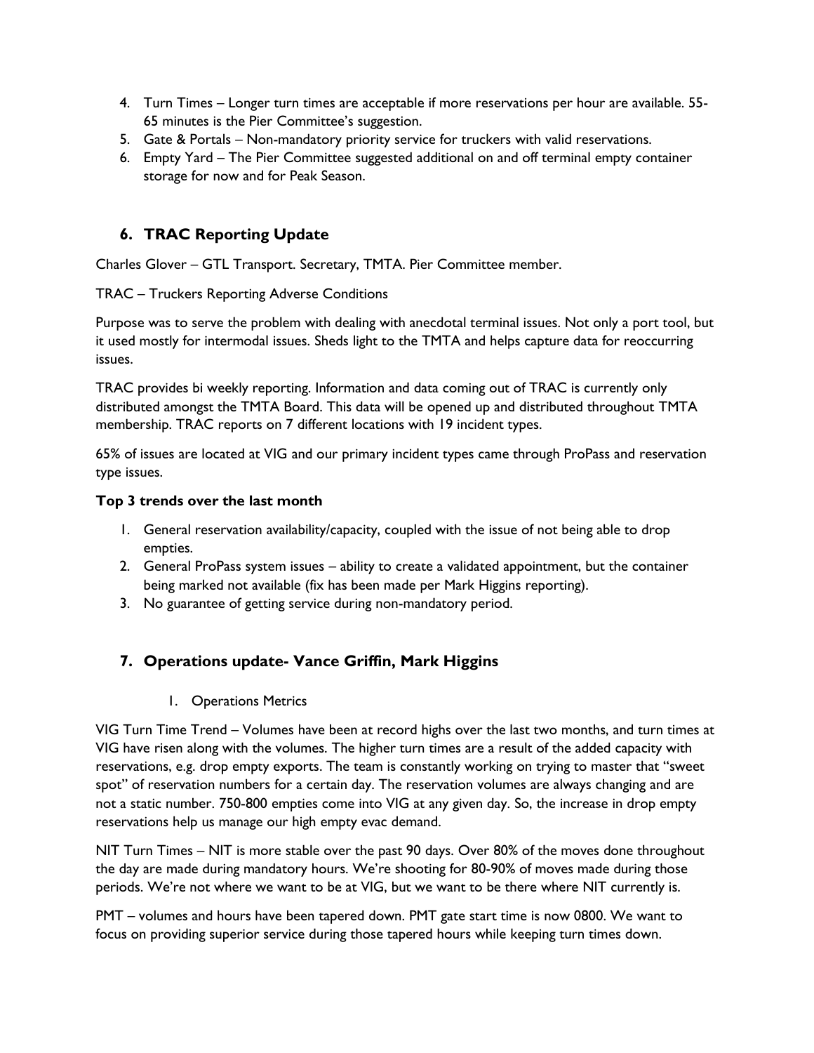4. Turn Times – Longer turn times are acceptable if more reservations per hour are available. 55-65 minutes is the Pier Committee's suggestion.
5. Gate & Portals – Non-mandatory priority service for truckers with valid reservations.
6. Empty Yard – The Pier Committee suggested additional on and off terminal empty container storage for now and for Peak Season.

## 6. TRAC Reporting Update

Charles Glover – GTL Transport. Secretary, TMTA. Pier Committee member.

TRAC – Truckers Reporting Adverse Conditions

Purpose was to serve the problem with dealing with anecdotal terminal issues. Not only a port tool, but it used mostly for intermodal issues. Sheds light to the TMTA and helps capture data for reoccurring issues.

TRAC provides bi weekly reporting. Information and data coming out of TRAC is currently only distributed amongst the TMTA Board. This data will be opened up and distributed throughout TMTA membership. TRAC reports on 7 different locations with 19 incident types.

65% of issues are located at VIG and our primary incident types came through ProPass and reservation type issues.

**Top 3 trends over the last month**

1. General reservation availability/capacity, coupled with the issue of not being able to drop empties.
2. General ProPass system issues – ability to create a validated appointment, but the container being marked not available (fix has been made per Mark Higgins reporting).
3. No guarantee of getting service during non-mandatory period.

## 7. Operations update- Vance Griffin, Mark Higgins

1. Operations Metrics

VIG Turn Time Trend – Volumes have been at record highs over the last two months, and turn times at VIG have risen along with the volumes. The higher turn times are a result of the added capacity with reservations, e.g. drop empty exports. The team is constantly working on trying to master that "sweet spot" of reservation numbers for a certain day. The reservation volumes are always changing and are not a static number. 750-800 empties come into VIG at any given day. So, the increase in drop empty reservations help us manage our high empty evac demand.

NIT Turn Times – NIT is more stable over the past 90 days. Over 80% of the moves done throughout the day are made during mandatory hours. We're shooting for 80-90% of moves made during those periods. We're not where we want to be at VIG, but we want to be there where NIT currently is.

PMT – volumes and hours have been tapered down. PMT gate start time is now 0800. We want to focus on providing superior service during those tapered hours while keeping turn times down.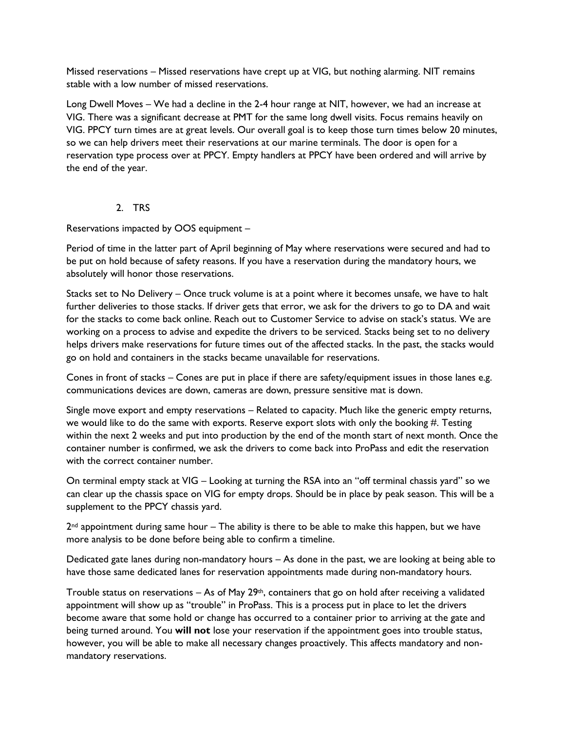Missed reservations – Missed reservations have crept up at VIG, but nothing alarming. NIT remains stable with a low number of missed reservations.

Long Dwell Moves – We had a decline in the 2-4 hour range at NIT, however, we had an increase at VIG. There was a significant decrease at PMT for the same long dwell visits. Focus remains heavily on VIG. PPCY turn times are at great levels. Our overall goal is to keep those turn times below 20 minutes, so we can help drivers meet their reservations at our marine terminals. The door is open for a reservation type process over at PPCY. Empty handlers at PPCY have been ordered and will arrive by the end of the year.

2. TRS

Reservations impacted by OOS equipment –

Period of time in the latter part of April beginning of May where reservations were secured and had to be put on hold because of safety reasons. If you have a reservation during the mandatory hours, we absolutely will honor those reservations.

Stacks set to No Delivery – Once truck volume is at a point where it becomes unsafe, we have to halt further deliveries to those stacks. If driver gets that error, we ask for the drivers to go to DA and wait for the stacks to come back online. Reach out to Customer Service to advise on stack's status. We are working on a process to advise and expedite the drivers to be serviced. Stacks being set to no delivery helps drivers make reservations for future times out of the affected stacks. In the past, the stacks would go on hold and containers in the stacks became unavailable for reservations.

Cones in front of stacks – Cones are put in place if there are safety/equipment issues in those lanes e.g. communications devices are down, cameras are down, pressure sensitive mat is down.

Single move export and empty reservations – Related to capacity. Much like the generic empty returns, we would like to do the same with exports. Reserve export slots with only the booking #. Testing within the next 2 weeks and put into production by the end of the month start of next month. Once the container number is confirmed, we ask the drivers to come back into ProPass and edit the reservation with the correct container number.

On terminal empty stack at VIG – Looking at turning the RSA into an "off terminal chassis yard" so we can clear up the chassis space on VIG for empty drops. Should be in place by peak season. This will be a supplement to the PPCY chassis yard.

2nd appointment during same hour – The ability is there to be able to make this happen, but we have more analysis to be done before being able to confirm a timeline.

Dedicated gate lanes during non-mandatory hours – As done in the past, we are looking at being able to have those same dedicated lanes for reservation appointments made during non-mandatory hours.

Trouble status on reservations – As of May 29th, containers that go on hold after receiving a validated appointment will show up as "trouble" in ProPass. This is a process put in place to let the drivers become aware that some hold or change has occurred to a container prior to arriving at the gate and being turned around. You **will not** lose your reservation if the appointment goes into trouble status, however, you will be able to make all necessary changes proactively. This affects mandatory and non-mandatory reservations.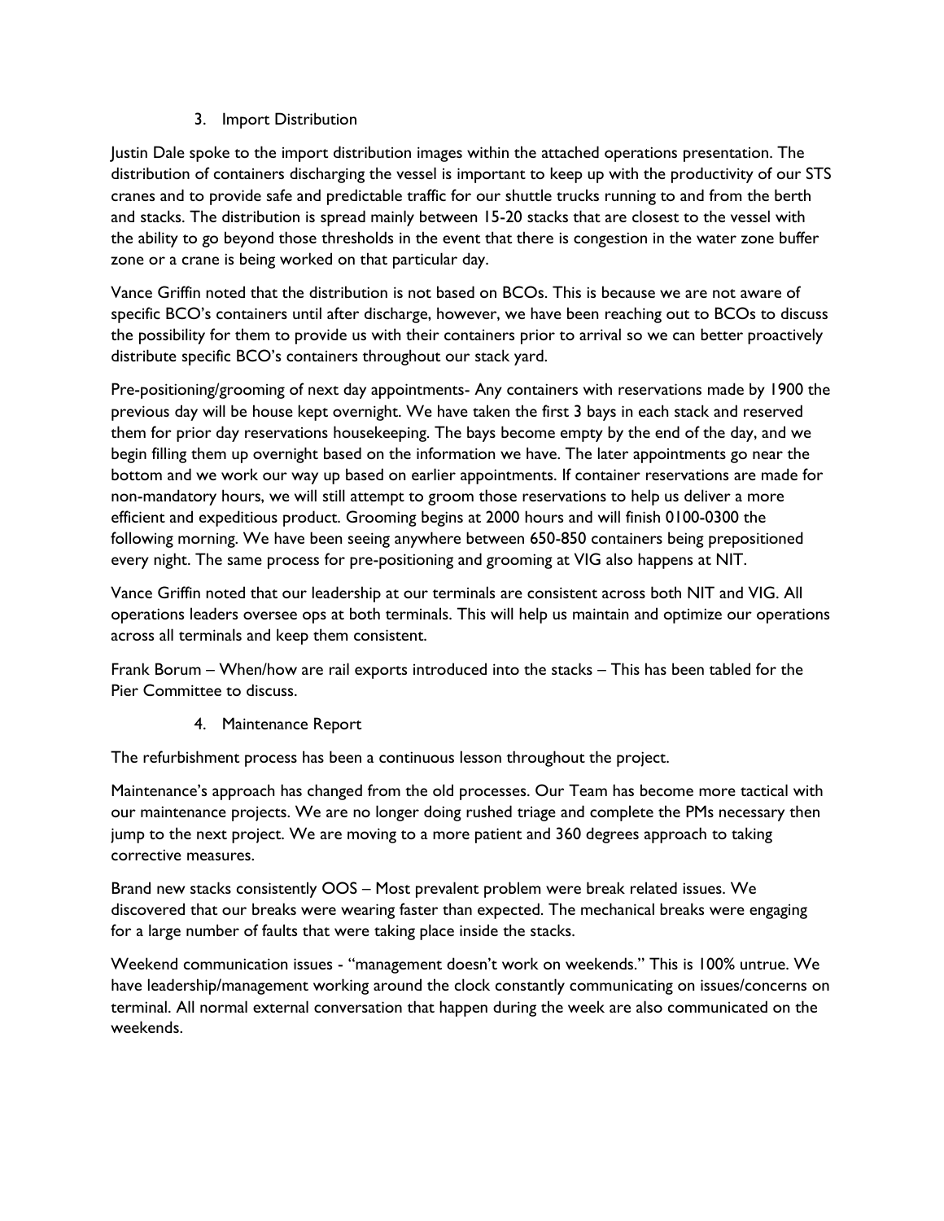3. Import Distribution

Justin Dale spoke to the import distribution images within the attached operations presentation. The distribution of containers discharging the vessel is important to keep up with the productivity of our STS cranes and to provide safe and predictable traffic for our shuttle trucks running to and from the berth and stacks. The distribution is spread mainly between 15-20 stacks that are closest to the vessel with the ability to go beyond those thresholds in the event that there is congestion in the water zone buffer zone or a crane is being worked on that particular day.

Vance Griffin noted that the distribution is not based on BCOs. This is because we are not aware of specific BCO's containers until after discharge, however, we have been reaching out to BCOs to discuss the possibility for them to provide us with their containers prior to arrival so we can better proactively distribute specific BCO's containers throughout our stack yard.

Pre-positioning/grooming of next day appointments- Any containers with reservations made by 1900 the previous day will be house kept overnight. We have taken the first 3 bays in each stack and reserved them for prior day reservations housekeeping. The bays become empty by the end of the day, and we begin filling them up overnight based on the information we have. The later appointments go near the bottom and we work our way up based on earlier appointments. If container reservations are made for non-mandatory hours, we will still attempt to groom those reservations to help us deliver a more efficient and expeditious product. Grooming begins at 2000 hours and will finish 0100-0300 the following morning. We have been seeing anywhere between 650-850 containers being prepositioned every night. The same process for pre-positioning and grooming at VIG also happens at NIT.

Vance Griffin noted that our leadership at our terminals are consistent across both NIT and VIG. All operations leaders oversee ops at both terminals. This will help us maintain and optimize our operations across all terminals and keep them consistent.

Frank Borum – When/how are rail exports introduced into the stacks – This has been tabled for the Pier Committee to discuss.

4. Maintenance Report

The refurbishment process has been a continuous lesson throughout the project.

Maintenance's approach has changed from the old processes. Our Team has become more tactical with our maintenance projects. We are no longer doing rushed triage and complete the PMs necessary then jump to the next project. We are moving to a more patient and 360 degrees approach to taking corrective measures.

Brand new stacks consistently OOS – Most prevalent problem were break related issues. We discovered that our breaks were wearing faster than expected. The mechanical breaks were engaging for a large number of faults that were taking place inside the stacks.

Weekend communication issues - "management doesn't work on weekends." This is 100% untrue. We have leadership/management working around the clock constantly communicating on issues/concerns on terminal. All normal external conversation that happen during the week are also communicated on the weekends.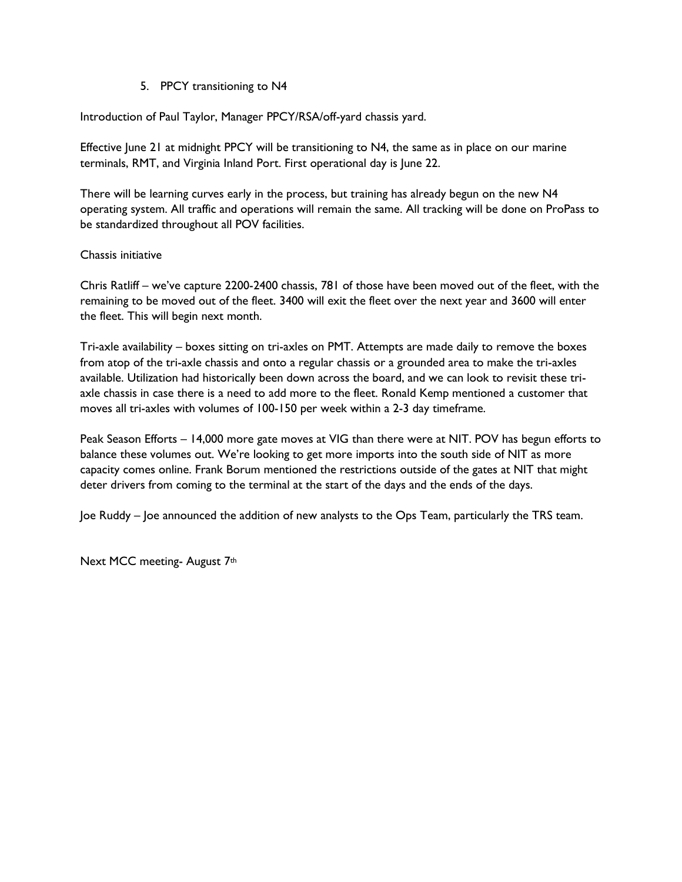5. PPCY transitioning to N4

Introduction of Paul Taylor, Manager PPCY/RSA/off-yard chassis yard.

Effective June 21 at midnight PPCY will be transitioning to N4, the same as in place on our marine terminals, RMT, and Virginia Inland Port. First operational day is June 22.

There will be learning curves early in the process, but training has already begun on the new N4 operating system. All traffic and operations will remain the same. All tracking will be done on ProPass to be standardized throughout all POV facilities.

Chassis initiative

Chris Ratliff – we've capture 2200-2400 chassis, 781 of those have been moved out of the fleet, with the remaining to be moved out of the fleet. 3400 will exit the fleet over the next year and 3600 will enter the fleet. This will begin next month.

Tri-axle availability – boxes sitting on tri-axles on PMT. Attempts are made daily to remove the boxes from atop of the tri-axle chassis and onto a regular chassis or a grounded area to make the tri-axles available. Utilization had historically been down across the board, and we can look to revisit these tri-axle chassis in case there is a need to add more to the fleet. Ronald Kemp mentioned a customer that moves all tri-axles with volumes of 100-150 per week within a 2-3 day timeframe.

Peak Season Efforts – 14,000 more gate moves at VIG than there were at NIT. POV has begun efforts to balance these volumes out. We're looking to get more imports into the south side of NIT as more capacity comes online. Frank Borum mentioned the restrictions outside of the gates at NIT that might deter drivers from coming to the terminal at the start of the days and the ends of the days.

Joe Ruddy – Joe announced the addition of new analysts to the Ops Team, particularly the TRS team.

Next MCC meeting- August 7th